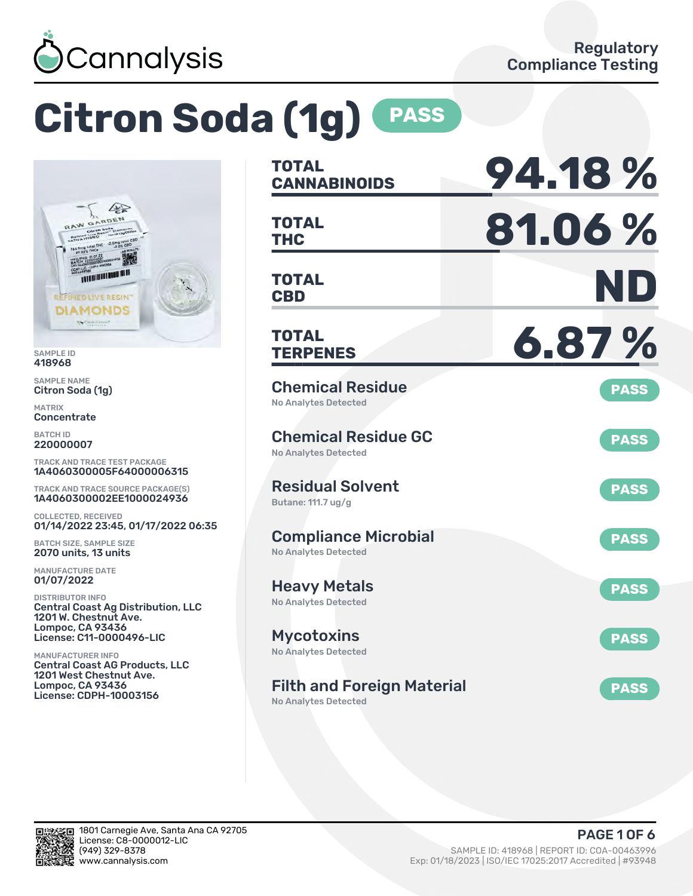Cannalysis

Regulatory Compliance Testing

# Citron Soda (1g) PASS

SAMPLE ID
418968

SAMPLE NAME
Citron Soda (1g)

MATRIX
Concentrate

BATCH ID
220000007

TRACK AND TRACE TEST PACKAGE
1A4060300005F64000006315

TRACK AND TRACE SOURCE PACKAGE(S)
1A4060300002EE1000024936

COLLECTED, RECEIVED
01/14/2022 23:45, 01/17/2022 06:35

BATCH SIZE, SAMPLE SIZE
2070 units, 13 units

MANUFACTURE DATE
01/07/2022

DISTRIBUTOR INFO
Central Coast Ag Distribution, LLC
1201 W. Chestnut Ave.
Lompoc, CA 93436
License: C11-0000496-LIC

MANUFACTURER INFO
Central Coast AG Products, LLC
1201 West Chestnut Ave.
Lompoc, CA 93436
License: CDPH-10003156

| | |
|---|---|
| **TOTAL CANNABINOIDS** | **94.18 %** |
| **TOTAL THC** | **81.06 %** |
| **TOTAL CBD** | **ND** |
| **TOTAL TERPENES** | **6.87 %** |

| Test | Result | Status |
|---|---|---|
| Chemical Residue | No Analytes Detected | PASS |
| Chemical Residue GC | No Analytes Detected | PASS |
| Residual Solvent | Butane: 111.7 ug/g | PASS |
| Compliance Microbial | No Analytes Detected | PASS |
| Heavy Metals | No Analytes Detected | PASS |
| Mycotoxins | No Analytes Detected | PASS |
| Filth and Foreign Material | No Analytes Detected | PASS |

1801 Carnegie Ave, Santa Ana CA 92705
License: C8-0000012-LIC
(949) 329-8378
www.cannalysis.com

SAMPLE ID: 418968 | REPORT ID: COA-00463996
Exp: 01/18/2023 | ISO/IEC 17025:2017 Accredited | #93948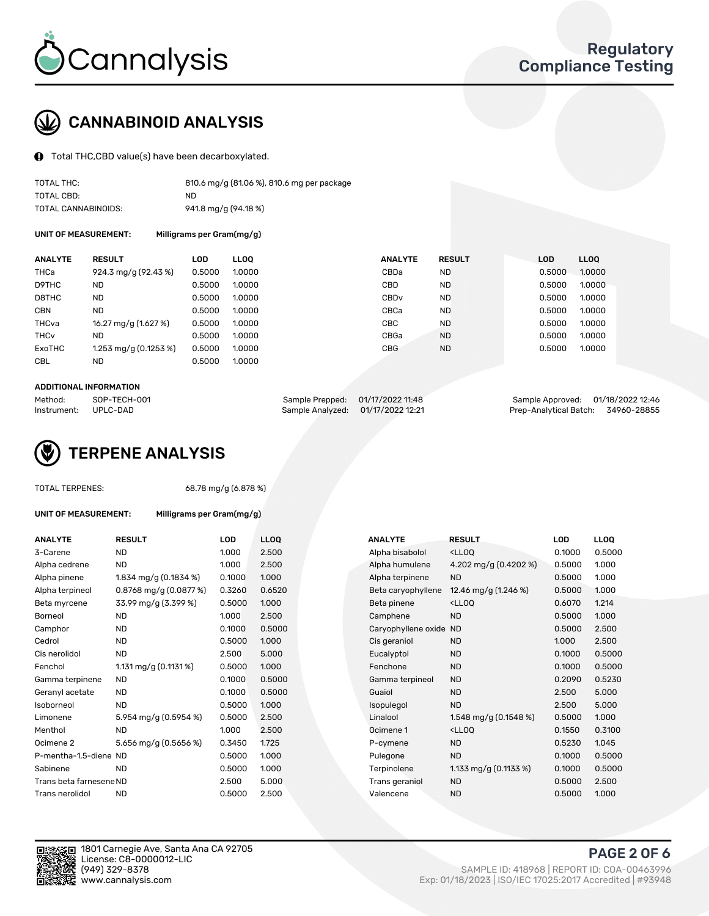# CANNABINOID ANALYSIS

Total THC,CBD value(s) have been decarboxylated.

| | |
|---|---|
| TOTAL THC: | 810.6 mg/g (81.06 %), 810.6 mg per package |
| TOTAL CBD: | ND |
| TOTAL CANNABINOIDS: | 941.8 mg/g (94.18 %) |

**UNIT OF MEASUREMENT:** Milligrams per Gram(mg/g)

| ANALYTE | RESULT | LOD | LLOQ | ANALYTE | RESULT | LOD | LLOQ |
|---|---|---|---|---|---|---|---|
| THCa | 924.3 mg/g (92.43 %) | 0.5000 | 1.0000 | CBDa | ND | 0.5000 | 1.0000 |
| D9THC | ND | 0.5000 | 1.0000 | CBD | ND | 0.5000 | 1.0000 |
| D8THC | ND | 0.5000 | 1.0000 | CBDv | ND | 0.5000 | 1.0000 |
| CBN | ND | 0.5000 | 1.0000 | CBCa | ND | 0.5000 | 1.0000 |
| THCva | 16.27 mg/g (1.627 %) | 0.5000 | 1.0000 | CBC | ND | 0.5000 | 1.0000 |
| THCv | ND | 0.5000 | 1.0000 | CBGa | ND | 0.5000 | 1.0000 |
| ExoTHC | 1.253 mg/g (0.1253 %) | 0.5000 | 1.0000 | CBG | ND | 0.5000 | 1.0000 |
| CBL | ND | 0.5000 | 1.0000 | | | | |

**ADDITIONAL INFORMATION**

| | | | | | |
|---|---|---|---|---|---|
| Method: | SOP-TECH-001 | Sample Prepped: | 01/17/2022 11:48 | Sample Approved: | 01/18/2022 12:46 |
| Instrument: | UPLC-DAD | Sample Analyzed: | 01/17/2022 12:21 | Prep-Analytical Batch: | 34960-28855 |

# TERPENE ANALYSIS

TOTAL TERPENES: 68.78 mg/g (6.878 %)

**UNIT OF MEASUREMENT:** Milligrams per Gram(mg/g)

| ANALYTE | RESULT | LOD | LLOQ | ANALYTE | RESULT | LOD | LLOQ |
|---|---|---|---|---|---|---|---|
| 3-Carene | ND | 1.000 | 2.500 | Alpha bisabolol | <LLOQ | 0.1000 | 0.5000 |
| Alpha cedrene | ND | 1.000 | 2.500 | Alpha humulene | 4.202 mg/g (0.4202 %) | 0.5000 | 1.000 |
| Alpha pinene | 1.834 mg/g (0.1834 %) | 0.1000 | 1.000 | Alpha terpinene | ND | 0.5000 | 1.000 |
| Alpha terpineol | 0.8768 mg/g (0.0877 %) | 0.3260 | 0.6520 | Beta caryophyllene | 12.46 mg/g (1.246 %) | 0.5000 | 1.000 |
| Beta myrcene | 33.99 mg/g (3.399 %) | 0.5000 | 1.000 | Beta pinene | <LLOQ | 0.6070 | 1.214 |
| Borneol | ND | 1.000 | 2.500 | Camphene | ND | 0.5000 | 1.000 |
| Camphor | ND | 0.1000 | 0.5000 | Caryophyllene oxide | ND | 0.5000 | 2.500 |
| Cedrol | ND | 0.5000 | 1.000 | Cis geraniol | ND | 1.000 | 2.500 |
| Cis nerolidol | ND | 2.500 | 5.000 | Eucalyptol | ND | 0.1000 | 0.5000 |
| Fenchol | 1.131 mg/g (0.1131 %) | 0.5000 | 1.000 | Fenchone | ND | 0.1000 | 0.5000 |
| Gamma terpinene | ND | 0.1000 | 0.5000 | Gamma terpineol | ND | 0.2090 | 0.5230 |
| Geranyl acetate | ND | 0.1000 | 0.5000 | Guaiol | ND | 2.500 | 5.000 |
| Isoborneol | ND | 0.5000 | 1.000 | Isopulegol | ND | 2.500 | 5.000 |
| Limonene | 5.954 mg/g (0.5954 %) | 0.5000 | 2.500 | Linalool | 1.548 mg/g (0.1548 %) | 0.5000 | 1.000 |
| Menthol | ND | 1.000 | 2.500 | Ocimene 1 | <LLOQ | 0.1550 | 0.3100 |
| Ocimene 2 | 5.656 mg/g (0.5656 %) | 0.3450 | 1.725 | P-cymene | ND | 0.5230 | 1.045 |
| P-mentha-1,5-diene | ND | 0.5000 | 1.000 | Pulegone | ND | 0.1000 | 0.5000 |
| Sabinene | ND | 0.5000 | 1.000 | Terpinolene | 1.133 mg/g (0.1133 %) | 0.1000 | 0.5000 |
| Trans beta farnesene | ND | 2.500 | 5.000 | Trans geraniol | ND | 0.5000 | 2.500 |
| Trans nerolidol | ND | 0.5000 | 2.500 | Valencene | ND | 0.5000 | 1.000 |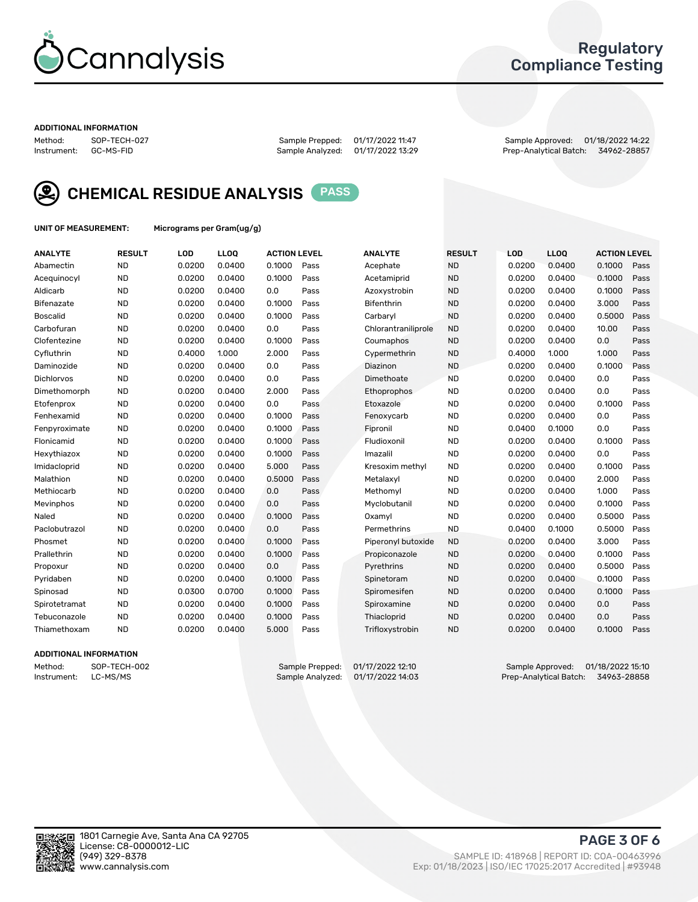# Regulatory Compliance Testing

### ADDITIONAL INFORMATION

Method: SOP-TECH-027
Instrument: GC-MS-FID

Sample Prepped: 01/17/2022 11:47
Sample Analyzed: 01/17/2022 13:29

Sample Approved: 01/18/2022 14:22
Prep-Analytical Batch: 34962-28857

## CHEMICAL RESIDUE ANALYSIS PASS

**UNIT OF MEASUREMENT:** Micrograms per Gram(ug/g)

| ANALYTE | RESULT | LOD | LLOQ | ACTION LEVEL | | ANALYTE | RESULT | LOD | LLOQ | ACTION LEVEL | |
|---|---|---|---|---|---|---|---|---|---|---|---|
| Abamectin | ND | 0.0200 | 0.0400 | 0.1000 | Pass | Acephate | ND | 0.0200 | 0.0400 | 0.1000 | Pass |
| Acequinocyl | ND | 0.0200 | 0.0400 | 0.1000 | Pass | Acetamiprid | ND | 0.0200 | 0.0400 | 0.1000 | Pass |
| Aldicarb | ND | 0.0200 | 0.0400 | 0.0 | Pass | Azoxystrobin | ND | 0.0200 | 0.0400 | 0.1000 | Pass |
| Bifenazate | ND | 0.0200 | 0.0400 | 0.1000 | Pass | Bifenthrin | ND | 0.0200 | 0.0400 | 3.000 | Pass |
| Boscalid | ND | 0.0200 | 0.0400 | 0.1000 | Pass | Carbaryl | ND | 0.0200 | 0.0400 | 0.5000 | Pass |
| Carbofuran | ND | 0.0200 | 0.0400 | 0.0 | Pass | Chlorantraniliprole | ND | 0.0200 | 0.0400 | 10.00 | Pass |
| Clofentezine | ND | 0.0200 | 0.0400 | 0.1000 | Pass | Coumaphos | ND | 0.0200 | 0.0400 | 0.0 | Pass |
| Cyfluthrin | ND | 0.4000 | 1.000 | 2.000 | Pass | Cypermethrin | ND | 0.4000 | 1.000 | 1.000 | Pass |
| Daminozide | ND | 0.0200 | 0.0400 | 0.0 | Pass | Diazinon | ND | 0.0200 | 0.0400 | 0.1000 | Pass |
| Dichlorvos | ND | 0.0200 | 0.0400 | 0.0 | Pass | Dimethoate | ND | 0.0200 | 0.0400 | 0.0 | Pass |
| Dimethomorph | ND | 0.0200 | 0.0400 | 2.000 | Pass | Ethoprophos | ND | 0.0200 | 0.0400 | 0.0 | Pass |
| Etofenprox | ND | 0.0200 | 0.0400 | 0.0 | Pass | Etoxazole | ND | 0.0200 | 0.0400 | 0.1000 | Pass |
| Fenhexamid | ND | 0.0200 | 0.0400 | 0.1000 | Pass | Fenoxycarb | ND | 0.0200 | 0.0400 | 0.0 | Pass |
| Fenpyroximate | ND | 0.0200 | 0.0400 | 0.1000 | Pass | Fipronil | ND | 0.0400 | 0.1000 | 0.0 | Pass |
| Flonicamid | ND | 0.0200 | 0.0400 | 0.1000 | Pass | Fludioxonil | ND | 0.0200 | 0.0400 | 0.1000 | Pass |
| Hexythiazox | ND | 0.0200 | 0.0400 | 0.1000 | Pass | Imazalil | ND | 0.0200 | 0.0400 | 0.0 | Pass |
| Imidacloprid | ND | 0.0200 | 0.0400 | 5.000 | Pass | Kresoxim methyl | ND | 0.0200 | 0.0400 | 0.1000 | Pass |
| Malathion | ND | 0.0200 | 0.0400 | 0.5000 | Pass | Metalaxyl | ND | 0.0200 | 0.0400 | 2.000 | Pass |
| Methiocarb | ND | 0.0200 | 0.0400 | 0.0 | Pass | Methomyl | ND | 0.0200 | 0.0400 | 1.000 | Pass |
| Mevinphos | ND | 0.0200 | 0.0400 | 0.0 | Pass | Myclobutanil | ND | 0.0200 | 0.0400 | 0.1000 | Pass |
| Naled | ND | 0.0200 | 0.0400 | 0.1000 | Pass | Oxamyl | ND | 0.0200 | 0.0400 | 0.5000 | Pass |
| Paclobutrazol | ND | 0.0200 | 0.0400 | 0.0 | Pass | Permethrins | ND | 0.0400 | 0.1000 | 0.5000 | Pass |
| Phosmet | ND | 0.0200 | 0.0400 | 0.1000 | Pass | Piperonyl butoxide | ND | 0.0200 | 0.0400 | 3.000 | Pass |
| Prallethrin | ND | 0.0200 | 0.0400 | 0.1000 | Pass | Propiconazole | ND | 0.0200 | 0.0400 | 0.1000 | Pass |
| Propoxur | ND | 0.0200 | 0.0400 | 0.0 | Pass | Pyrethrins | ND | 0.0200 | 0.0400 | 0.5000 | Pass |
| Pyridaben | ND | 0.0200 | 0.0400 | 0.1000 | Pass | Spinetoram | ND | 0.0200 | 0.0400 | 0.1000 | Pass |
| Spinosad | ND | 0.0300 | 0.0700 | 0.1000 | Pass | Spiromesifen | ND | 0.0200 | 0.0400 | 0.1000 | Pass |
| Spirotetramat | ND | 0.0200 | 0.0400 | 0.1000 | Pass | Spiroxamine | ND | 0.0200 | 0.0400 | 0.0 | Pass |
| Tebuconazole | ND | 0.0200 | 0.0400 | 0.1000 | Pass | Thiacloprid | ND | 0.0200 | 0.0400 | 0.0 | Pass |
| Thiamethoxam | ND | 0.0200 | 0.0400 | 5.000 | Pass | Trifloxystrobin | ND | 0.0200 | 0.0400 | 0.1000 | Pass |

### ADDITIONAL INFORMATION

Method: SOP-TECH-002
Instrument: LC-MS/MS

Sample Prepped: 01/17/2022 12:10
Sample Analyzed: 01/17/2022 14:03

Sample Approved: 01/18/2022 15:10
Prep-Analytical Batch: 34963-28858

1801 Carnegie Ave, Santa Ana CA 92705
License: C8-0000012-LIC
(949) 329-8378
www.cannalysis.com

SAMPLE ID: 418968 | REPORT ID: COA-00463996
Exp: 01/18/2023 | ISO/IEC 17025:2017 Accredited | #93948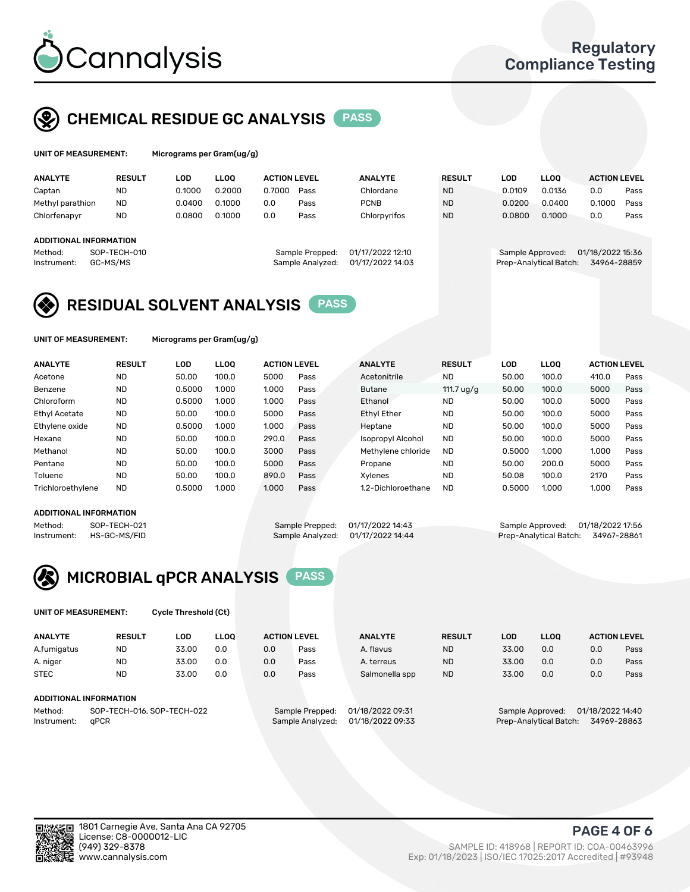# Cannalysis

**Regulatory Compliance Testing**

## CHEMICAL RESIDUE GC ANALYSIS PASS

**UNIT OF MEASUREMENT:** Micrograms per Gram(ug/g)

| ANALYTE | RESULT | LOD | LLOQ | ACTION LEVEL | | ANALYTE | RESULT | LOD | LLOQ | ACTION LEVEL | |
|---|---|---|---|---|---|---|---|---|---|---|---|
| Captan | ND | 0.1000 | 0.2000 | 0.7000 | Pass | Chlordane | ND | 0.0109 | 0.0136 | 0.0 | Pass |
| Methyl parathion | ND | 0.0400 | 0.1000 | 0.0 | Pass | PCNB | ND | 0.0200 | 0.0400 | 0.1000 | Pass |
| Chlorfenapyr | ND | 0.0800 | 0.1000 | 0.0 | Pass | Chlorpyrifos | ND | 0.0800 | 0.1000 | 0.0 | Pass |

**ADDITIONAL INFORMATION**

Method: SOP-TECH-010
Instrument: GC-MS/MS
Sample Prepped: 01/17/2022 12:10
Sample Analyzed: 01/17/2022 14:03
Sample Approved: 01/18/2022 15:36
Prep-Analytical Batch: 34964-28859

## RESIDUAL SOLVENT ANALYSIS PASS

**UNIT OF MEASUREMENT:** Micrograms per Gram(ug/g)

| ANALYTE | RESULT | LOD | LLOQ | ACTION LEVEL | | ANALYTE | RESULT | LOD | LLOQ | ACTION LEVEL | |
|---|---|---|---|---|---|---|---|---|---|---|---|
| Acetone | ND | 50.00 | 100.0 | 5000 | Pass | Acetonitrile | ND | 50.00 | 100.0 | 410.0 | Pass |
| Benzene | ND | 0.5000 | 1.000 | 1.000 | Pass | Butane | 111.7 ug/g | 50.00 | 100.0 | 5000 | Pass |
| Chloroform | ND | 0.5000 | 1.000 | 1.000 | Pass | Ethanol | ND | 50.00 | 100.0 | 5000 | Pass |
| Ethyl Acetate | ND | 50.00 | 100.0 | 5000 | Pass | Ethyl Ether | ND | 50.00 | 100.0 | 5000 | Pass |
| Ethylene oxide | ND | 0.5000 | 1.000 | 1.000 | Pass | Heptane | ND | 50.00 | 100.0 | 5000 | Pass |
| Hexane | ND | 50.00 | 100.0 | 290.0 | Pass | Isopropyl Alcohol | ND | 50.00 | 100.0 | 5000 | Pass |
| Methanol | ND | 50.00 | 100.0 | 3000 | Pass | Methylene chloride | ND | 0.5000 | 1.000 | 1.000 | Pass |
| Pentane | ND | 50.00 | 100.0 | 5000 | Pass | Propane | ND | 50.00 | 200.0 | 5000 | Pass |
| Toluene | ND | 50.00 | 100.0 | 890.0 | Pass | Xylenes | ND | 50.08 | 100.0 | 2170 | Pass |
| Trichloroethylene | ND | 0.5000 | 1.000 | 1.000 | Pass | 1,2-Dichloroethane | ND | 0.5000 | 1.000 | 1.000 | Pass |

**ADDITIONAL INFORMATION**

Method: SOP-TECH-021
Instrument: HS-GC-MS/FID
Sample Prepped: 01/17/2022 14:43
Sample Analyzed: 01/17/2022 14:44
Sample Approved: 01/18/2022 17:56
Prep-Analytical Batch: 34967-28861

## MICROBIAL qPCR ANALYSIS PASS

**UNIT OF MEASUREMENT:** Cycle Threshold (Ct)

| ANALYTE | RESULT | LOD | LLOQ | ACTION LEVEL | | ANALYTE | RESULT | LOD | LLOQ | ACTION LEVEL | |
|---|---|---|---|---|---|---|---|---|---|---|---|
| A.fumigatus | ND | 33.00 | 0.0 | 0.0 | Pass | A. flavus | ND | 33.00 | 0.0 | 0.0 | Pass |
| A. niger | ND | 33.00 | 0.0 | 0.0 | Pass | A. terreus | ND | 33.00 | 0.0 | 0.0 | Pass |
| STEC | ND | 33.00 | 0.0 | 0.0 | Pass | Salmonella spp | ND | 33.00 | 0.0 | 0.0 | Pass |

**ADDITIONAL INFORMATION**

Method: SOP-TECH-016, SOP-TECH-022
Instrument: qPCR
Sample Prepped: 01/18/2022 09:31
Sample Analyzed: 01/18/2022 09:33
Sample Approved: 01/18/2022 14:40
Prep-Analytical Batch: 34969-28863

1801 Carnegie Ave, Santa Ana CA 92705
License: C8-0000012-LIC
(949) 329-8378
www.cannalysis.com

SAMPLE ID: 418968 | REPORT ID: COA-00463996
Exp: 01/18/2023 | ISO/IEC 17025:2017 Accredited | #93948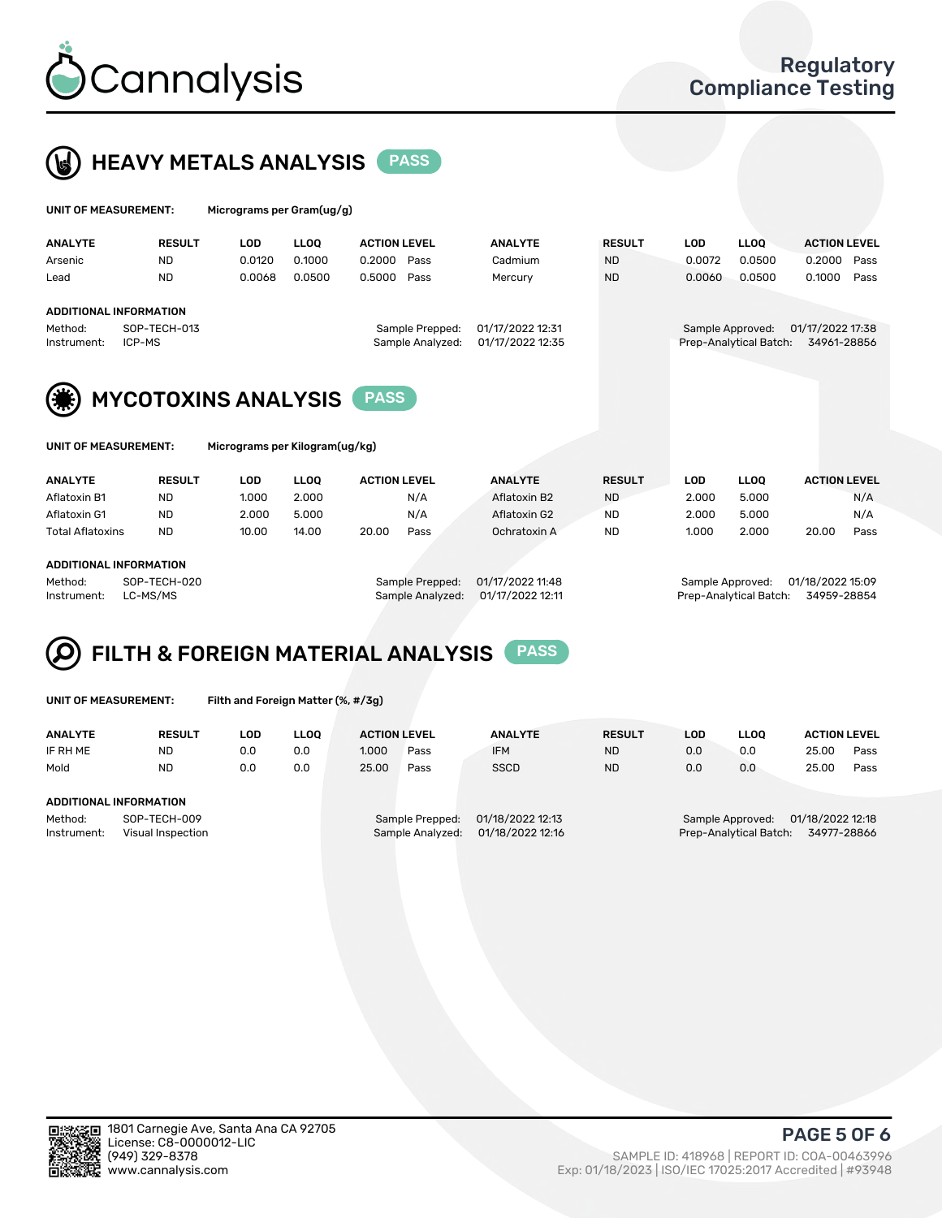# Cannalysis

Regulatory Compliance Testing

## HEAVY METALS ANALYSIS PASS

**UNIT OF MEASUREMENT:** Micrograms per Gram(ug/g)

| ANALYTE | RESULT | LOD | LLOQ | ACTION LEVEL | | ANALYTE | RESULT | LOD | LLOQ | ACTION LEVEL | |
|---|---|---|---|---|---|---|---|---|---|---|---|
| Arsenic | ND | 0.0120 | 0.1000 | 0.2000 | Pass | Cadmium | ND | 0.0072 | 0.0500 | 0.2000 | Pass |
| Lead | ND | 0.0068 | 0.0500 | 0.5000 | Pass | Mercury | ND | 0.0060 | 0.0500 | 0.1000 | Pass |

**ADDITIONAL INFORMATION**

Method: SOP-TECH-013
Instrument: ICP-MS
Sample Prepped: 01/17/2022 12:31
Sample Analyzed: 01/17/2022 12:35
Sample Approved: 01/17/2022 17:38
Prep-Analytical Batch: 34961-28856

## MYCOTOXINS ANALYSIS PASS

**UNIT OF MEASUREMENT:** Micrograms per Kilogram(ug/kg)

| ANALYTE | RESULT | LOD | LLOQ | ACTION LEVEL | | ANALYTE | RESULT | LOD | LLOQ | ACTION LEVEL | |
|---|---|---|---|---|---|---|---|---|---|---|---|
| Aflatoxin B1 | ND | 1.000 | 2.000 | | N/A | Aflatoxin B2 | ND | 2.000 | 5.000 | | N/A |
| Aflatoxin G1 | ND | 2.000 | 5.000 | | N/A | Aflatoxin G2 | ND | 2.000 | 5.000 | | N/A |
| Total Aflatoxins | ND | 10.00 | 14.00 | 20.00 | Pass | Ochratoxin A | ND | 1.000 | 2.000 | 20.00 | Pass |

**ADDITIONAL INFORMATION**

Method: SOP-TECH-020
Instrument: LC-MS/MS
Sample Prepped: 01/17/2022 11:48
Sample Analyzed: 01/17/2022 12:11
Sample Approved: 01/18/2022 15:09
Prep-Analytical Batch: 34959-28854

## FILTH & FOREIGN MATERIAL ANALYSIS PASS

**UNIT OF MEASUREMENT:** Filth and Foreign Matter (%, #/3g)

| ANALYTE | RESULT | LOD | LLOQ | ACTION LEVEL | | ANALYTE | RESULT | LOD | LLOQ | ACTION LEVEL | |
|---|---|---|---|---|---|---|---|---|---|---|---|
| IF RH ME | ND | 0.0 | 0.0 | 1.000 | Pass | IFM | ND | 0.0 | 0.0 | 25.00 | Pass |
| Mold | ND | 0.0 | 0.0 | 25.00 | Pass | SSCD | ND | 0.0 | 0.0 | 25.00 | Pass |

**ADDITIONAL INFORMATION**

Method: SOP-TECH-009
Instrument: Visual Inspection
Sample Prepped: 01/18/2022 12:13
Sample Analyzed: 01/18/2022 12:16
Sample Approved: 01/18/2022 12:18
Prep-Analytical Batch: 34977-28866

1801 Carnegie Ave, Santa Ana CA 92705
License: C8-0000012-LIC
(949) 329-8378
www.cannalysis.com

SAMPLE ID: 418968 | REPORT ID: COA-00463996
Exp: 01/18/2023 | ISO/IEC 17025:2017 Accredited | #93948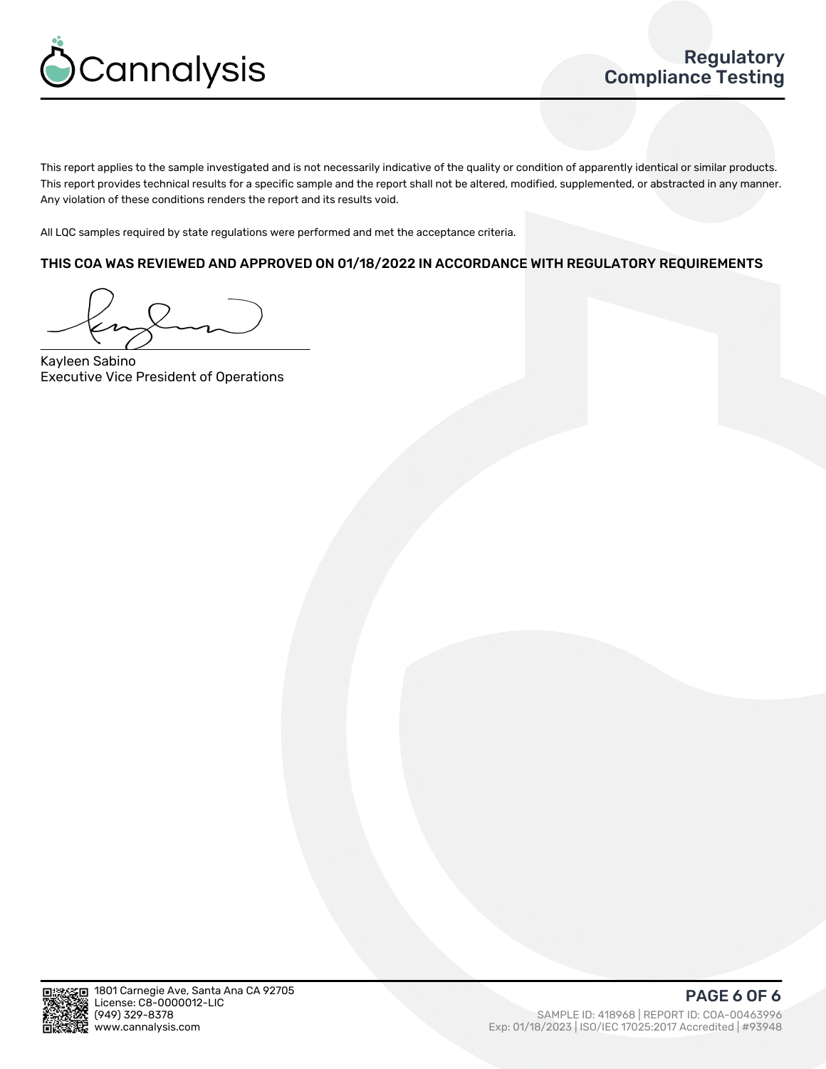This report applies to the sample investigated and is not necessarily indicative of the quality or condition of apparently identical or similar products. This report provides technical results for a specific sample and the report shall not be altered, modified, supplemented, or abstracted in any manner. Any violation of these conditions renders the report and its results void.

All LQC samples required by state regulations were performed and met the acceptance criteria.

**THIS COA WAS REVIEWED AND APPROVED ON 01/18/2022 IN ACCORDANCE WITH REGULATORY REQUIREMENTS**

Kayleen Sabino
Executive Vice President of Operations